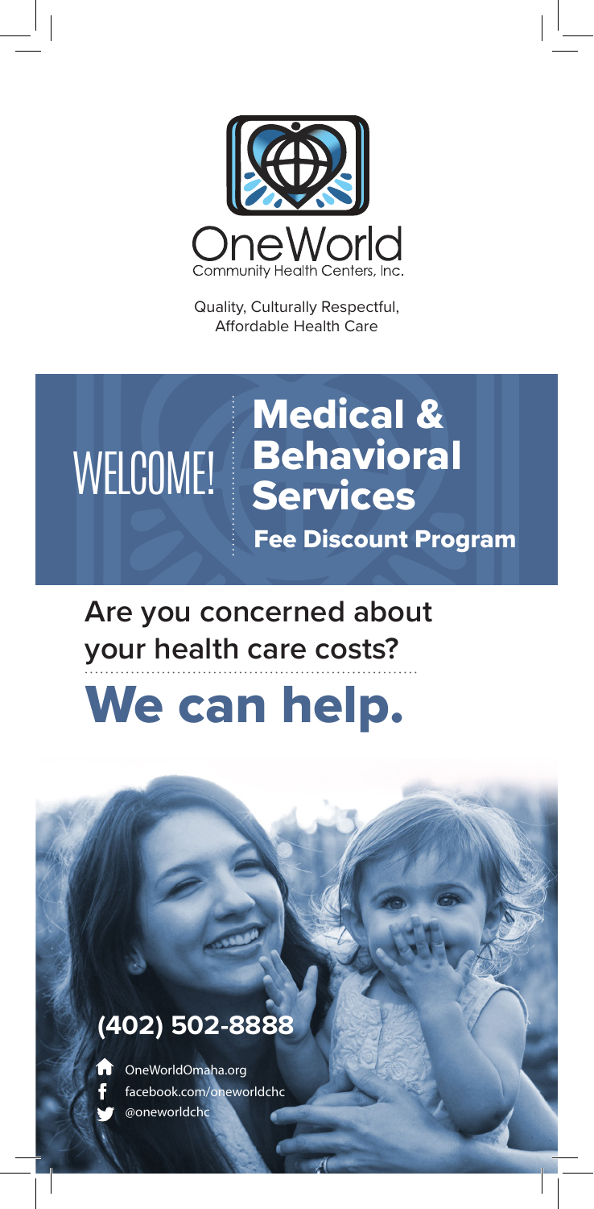OneWorld

Community Health Centers, Inc.

Quality, Culturally Respectful, Affordable Health Care

# WELCOME!

# Medical & Behavioral Services

## Fee Discount Program

**Are you concerned about your health care costs?**

# We can help.

**(402) 502-8888**

OneWorldOmaha.org

facebook.com/oneworldchc

@oneworldchc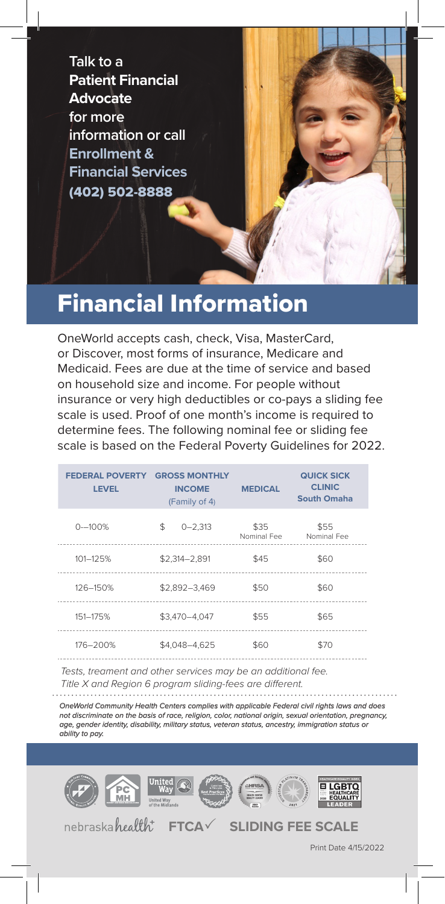Talk to a **Patient Financial Advocate** for more information or call **Enrollment & Financial Services (402) 502-8888**

# Financial Information

OneWorld accepts cash, check, Visa, MasterCard, or Discover, most forms of insurance, Medicare and Medicaid. Fees are due at the time of service and based on household size and income. For people without insurance or very high deductibles or co-pays a sliding fee scale is used. Proof of one month's income is required to determine fees. The following nominal fee or sliding fee scale is based on the Federal Poverty Guidelines for 2022.

| FEDERAL POVERTY LEVEL | GROSS MONTHLY INCOME (Family of 4) | MEDICAL | QUICK SICK CLINIC South Omaha |
|---|---|---|---|
| 0–-100% | $ 0–2,313 | $35 Nominal Fee | $55 Nominal Fee |
| 101–125% | $2,314–2,891 | $45 | $60 |
| 126–150% | $2,892–3,469 | $50 | $60 |
| 151–175% | $3,470–4,047 | $55 | $65 |
| 176–200% | $4,048–4,625 | $60 | $70 |

*Tests, treament and other services may be an additional fee.*
*Title X and Region 6 program sliding-fees are different.*

***OneWorld Community Health Centers complies with applicable Federal civil rights laws and does not discriminate on the basis of race, religion, color, national origin, sexual orientation, pregnancy, age, gender identity, disability, military status, veteran status, ancestry, immigration status or ability to pay.***

nebraska health+ FTCA✓ **SLIDING FEE SCALE**

Print Date 4/15/2022